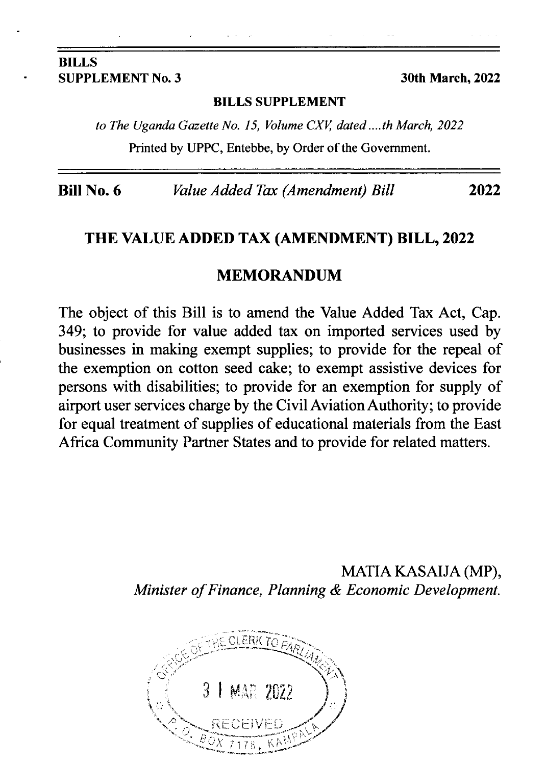**BILLS**
**SUPPLEMENT No. 3** **30th March, 2022**

**BILLS SUPPLEMENT**

*to The Uganda Gazette No. 15, Volume CXV, dated ....th March, 2022*

Printed by UPPC, Entebbe, by Order of the Government.

**Bill No. 6** *Value Added Tax (Amendment) Bill* **2022**

# THE VALUE ADDED TAX (AMENDMENT) BILL, 2022

## MEMORANDUM

The object of this Bill is to amend the Value Added Tax Act, Cap. 349; to provide for value added tax on imported services used by businesses in making exempt supplies; to provide for the repeal of the exemption on cotton seed cake; to exempt assistive devices for persons with disabilities; to provide for an exemption for supply of airport user services charge by the Civil Aviation Authority; to provide for equal treatment of supplies of educational materials from the East Africa Community Partner States and to provide for related matters.

MATIA KASAIJA (MP),
*Minister of Finance, Planning & Economic Development.*

OFFICE OF THE CLERK TO PARLIAMENT
31 MAR 2022
RECEIVED
P. O. BOX 7178, KAMPALA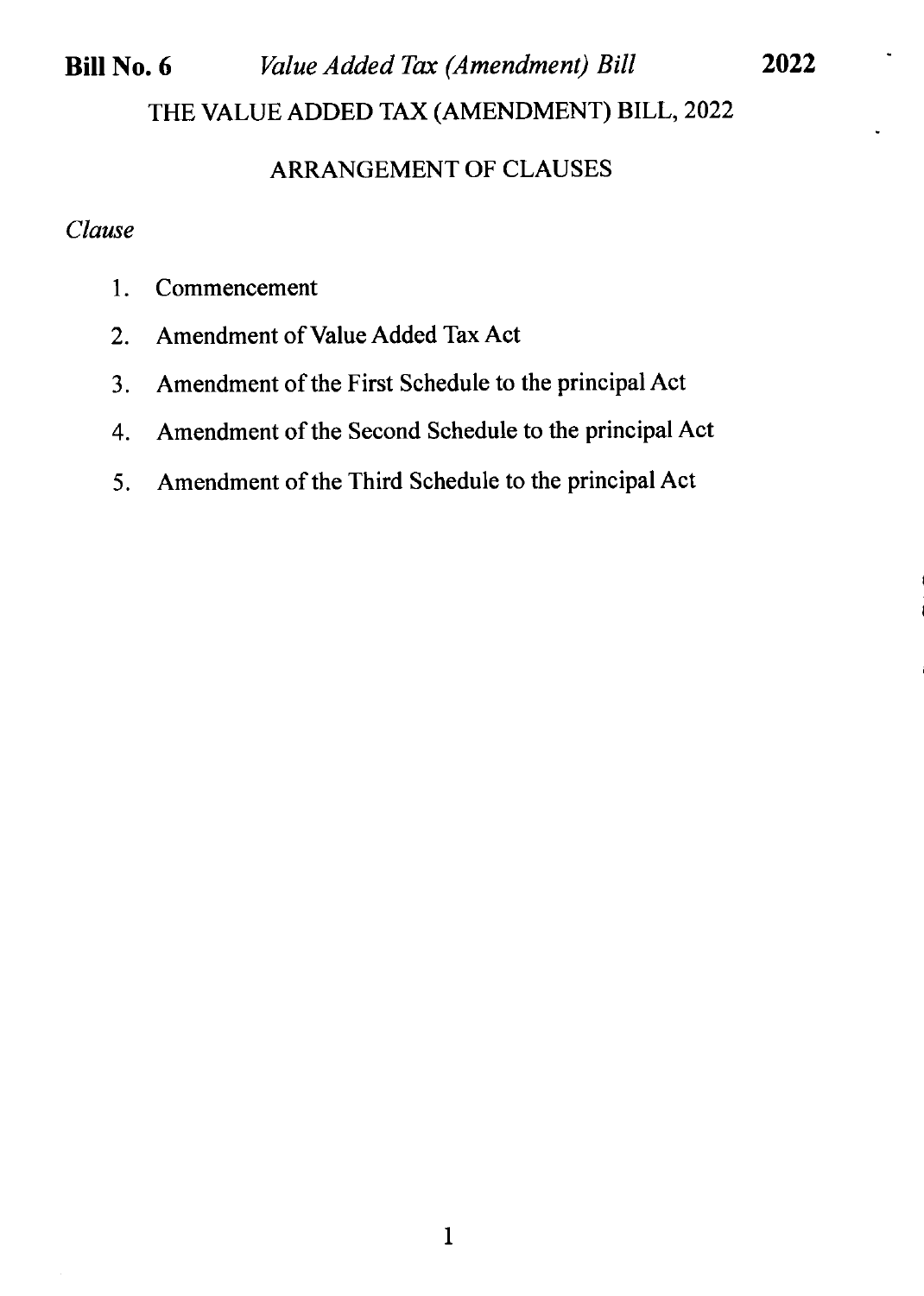# THE VALUE ADDED TAX (AMENDMENT) BILL, 2022

## ARRANGEMENT OF CLAUSES

*Clause*

1. Commencement
2. Amendment of Value Added Tax Act
3. Amendment of the First Schedule to the principal Act
4. Amendment of the Second Schedule to the principal Act
5. Amendment of the Third Schedule to the principal Act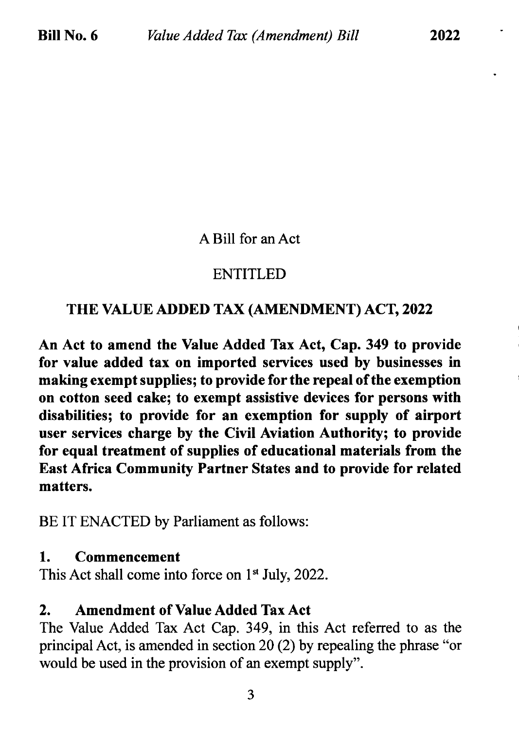A Bill for an Act

ENTITLED

**THE VALUE ADDED TAX (AMENDMENT) ACT, 2022**

**An Act to amend the Value Added Tax Act, Cap. 349 to provide for value added tax on imported services used by businesses in making exempt supplies; to provide for the repeal of the exemption on cotton seed cake; to exempt assistive devices for persons with disabilities; to provide for an exemption for supply of airport user services charge by the Civil Aviation Authority; to provide for equal treatment of supplies of educational materials from the East Africa Community Partner States and to provide for related matters.**

BE IT ENACTED by Parliament as follows:

**1. Commencement**

This Act shall come into force on 1st July, 2022.

**2. Amendment of Value Added Tax Act**

The Value Added Tax Act Cap. 349, in this Act referred to as the principal Act, is amended in section 20 (2) by repealing the phrase "or would be used in the provision of an exempt supply".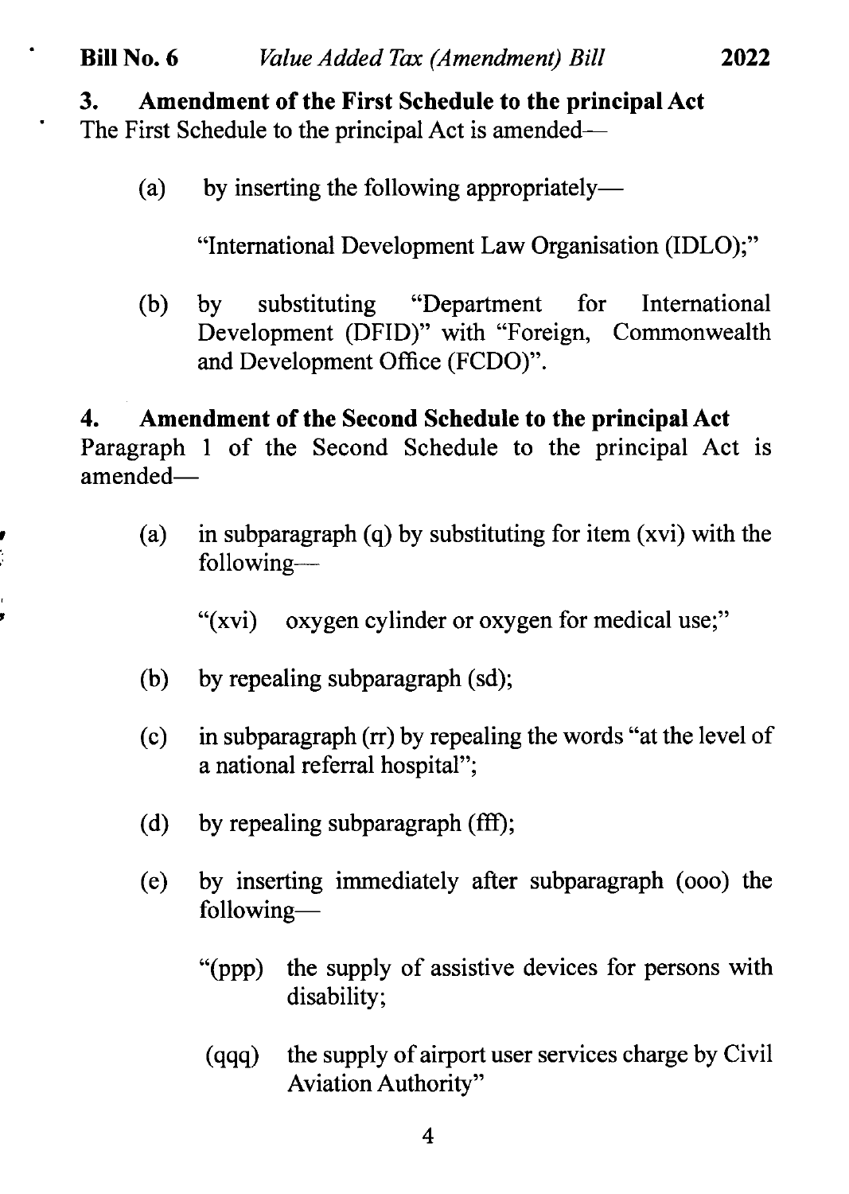### 3. Amendment of the First Schedule to the principal Act

The First Schedule to the principal Act is amended—

(a) by inserting the following appropriately—

"International Development Law Organisation (IDLO);"

(b) by substituting "Department for International Development (DFID)" with "Foreign, Commonwealth and Development Office (FCDO)".

### 4. Amendment of the Second Schedule to the principal Act

Paragraph 1 of the Second Schedule to the principal Act is amended—

(a) in subparagraph (q) by substituting for item (xvi) with the following—

"(xvi) oxygen cylinder or oxygen for medical use;"

(b) by repealing subparagraph (sd);

(c) in subparagraph (rr) by repealing the words "at the level of a national referral hospital";

(d) by repealing subparagraph (fff);

(e) by inserting immediately after subparagraph (ooo) the following—

"(ppp) the supply of assistive devices for persons with disability;

(qqq) the supply of airport user services charge by Civil Aviation Authority"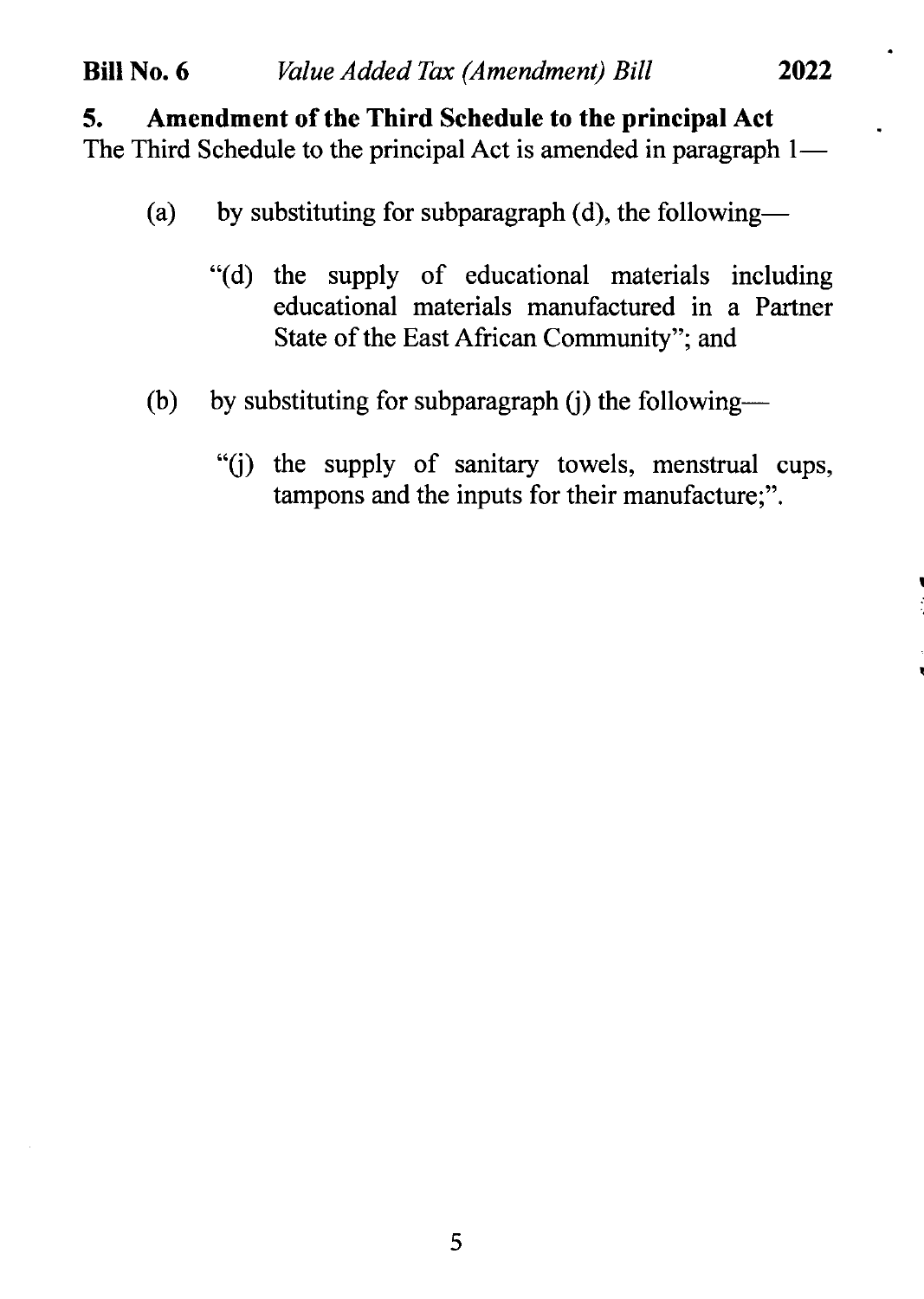## 5. Amendment of the Third Schedule to the principal Act

The Third Schedule to the principal Act is amended in paragraph 1—

(a) by substituting for subparagraph (d), the following—

> "(d) the supply of educational materials including educational materials manufactured in a Partner State of the East African Community"; and

(b) by substituting for subparagraph (j) the following—

> "(j) the supply of sanitary towels, menstrual cups, tampons and the inputs for their manufacture;".